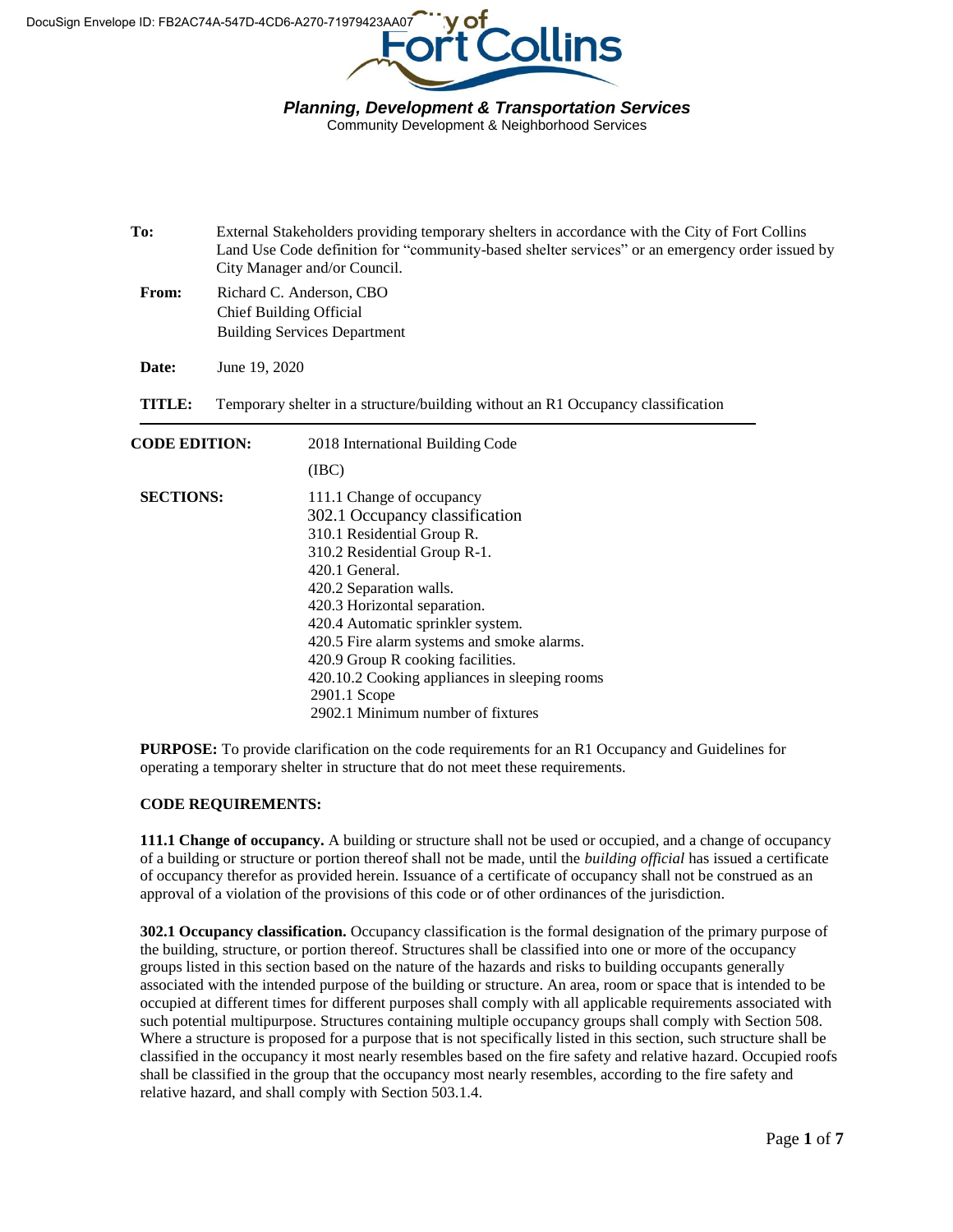DocuSign Envelope ID: FB2AC74A-547D-4CD6-A270-71979423AA07

City of Fort Collins

***Planning, Development & Transportation Services***
Community Development & Neighborhood Services

**To:** External Stakeholders providing temporary shelters in accordance with the City of Fort Collins Land Use Code definition for "community-based shelter services" or an emergency order issued by City Manager and/or Council.

**From:** Richard C. Anderson, CBO
Chief Building Official
Building Services Department

**Date:** June 19, 2020

**TITLE:** Temporary shelter in a structure/building without an R1 Occupancy classification

---

**CODE EDITION:** 2018 International Building Code (IBC)

**SECTIONS:**
111.1 Change of occupancy
302.1 Occupancy classification
310.1 Residential Group R.
310.2 Residential Group R-1.
420.1 General.
420.2 Separation walls.
420.3 Horizontal separation.
420.4 Automatic sprinkler system.
420.5 Fire alarm systems and smoke alarms.
420.9 Group R cooking facilities.
420.10.2 Cooking appliances in sleeping rooms
2901.1 Scope
2902.1 Minimum number of fixtures

**PURPOSE:** To provide clarification on the code requirements for an R1 Occupancy and Guidelines for operating a temporary shelter in structure that do not meet these requirements.

**CODE REQUIREMENTS:**

**111.1 Change of occupancy.** A building or structure shall not be used or occupied, and a change of occupancy of a building or structure or portion thereof shall not be made, until the *building official* has issued a certificate of occupancy therefor as provided herein. Issuance of a certificate of occupancy shall not be construed as an approval of a violation of the provisions of this code or of other ordinances of the jurisdiction.

**302.1 Occupancy classification.** Occupancy classification is the formal designation of the primary purpose of the building, structure, or portion thereof. Structures shall be classified into one or more of the occupancy groups listed in this section based on the nature of the hazards and risks to building occupants generally associated with the intended purpose of the building or structure. An area, room or space that is intended to be occupied at different times for different purposes shall comply with all applicable requirements associated with such potential multipurpose. Structures containing multiple occupancy groups shall comply with Section 508. Where a structure is proposed for a purpose that is not specifically listed in this section, such structure shall be classified in the occupancy it most nearly resembles based on the fire safety and relative hazard. Occupied roofs shall be classified in the group that the occupancy most nearly resembles, according to the fire safety and relative hazard, and shall comply with Section 503.1.4.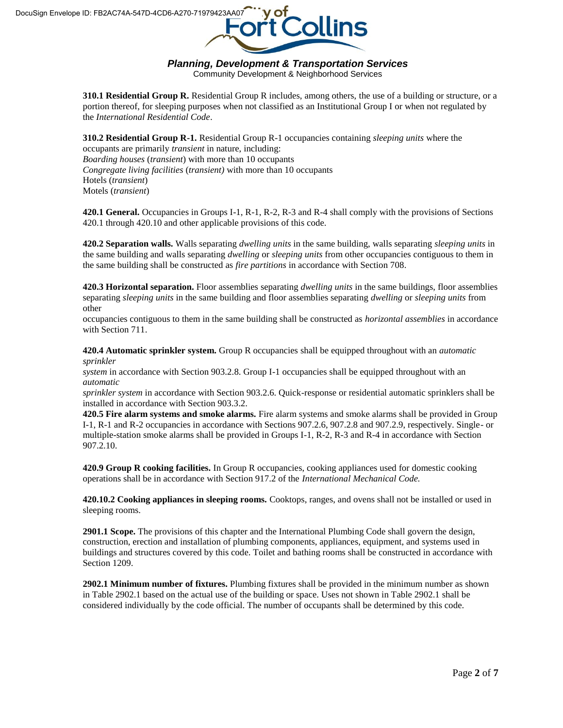**310.1 Residential Group R.** Residential Group R includes, among others, the use of a building or structure, or a portion thereof, for sleeping purposes when not classified as an Institutional Group I or when not regulated by the *International Residential Code*.

**310.2 Residential Group R-1.** Residential Group R-1 occupancies containing *sleeping units* where the occupants are primarily *transient* in nature, including:
*Boarding houses* (*transient*) with more than 10 occupants
*Congregate living facilities* (*transient)* with more than 10 occupants
Hotels (*transient*)
Motels (*transient*)

**420.1 General.** Occupancies in Groups I-1, R-1, R-2, R-3 and R-4 shall comply with the provisions of Sections 420.1 through 420.10 and other applicable provisions of this code.

**420.2 Separation walls.** Walls separating *dwelling units* in the same building, walls separating *sleeping units* in the same building and walls separating *dwelling* or *sleeping units* from other occupancies contiguous to them in the same building shall be constructed as *fire partitions* in accordance with Section 708.

**420.3 Horizontal separation.** Floor assemblies separating *dwelling units* in the same buildings, floor assemblies separating *sleeping units* in the same building and floor assemblies separating *dwelling* or *sleeping units* from other occupancies contiguous to them in the same building shall be constructed as *horizontal assemblies* in accordance with Section 711.

**420.4 Automatic sprinkler system.** Group R occupancies shall be equipped throughout with an *automatic sprinkler system* in accordance with Section 903.2.8. Group I-1 occupancies shall be equipped throughout with an *automatic sprinkler system* in accordance with Section 903.2.6. Quick-response or residential automatic sprinklers shall be installed in accordance with Section 903.3.2.

**420.5 Fire alarm systems and smoke alarms.** Fire alarm systems and smoke alarms shall be provided in Group I-1, R-1 and R-2 occupancies in accordance with Sections 907.2.6, 907.2.8 and 907.2.9, respectively. Single- or multiple-station smoke alarms shall be provided in Groups I-1, R-2, R-3 and R-4 in accordance with Section 907.2.10.

**420.9 Group R cooking facilities.** In Group R occupancies, cooking appliances used for domestic cooking operations shall be in accordance with Section 917.2 of the *International Mechanical Code.*

**420.10.2 Cooking appliances in sleeping rooms.** Cooktops, ranges, and ovens shall not be installed or used in sleeping rooms.

**2901.1 Scope.** The provisions of this chapter and the International Plumbing Code shall govern the design, construction, erection and installation of plumbing components, appliances, equipment, and systems used in buildings and structures covered by this code. Toilet and bathing rooms shall be constructed in accordance with Section 1209.

**2902.1 Minimum number of fixtures.** Plumbing fixtures shall be provided in the minimum number as shown in Table 2902.1 based on the actual use of the building or space. Uses not shown in Table 2902.1 shall be considered individually by the code official. The number of occupants shall be determined by this code.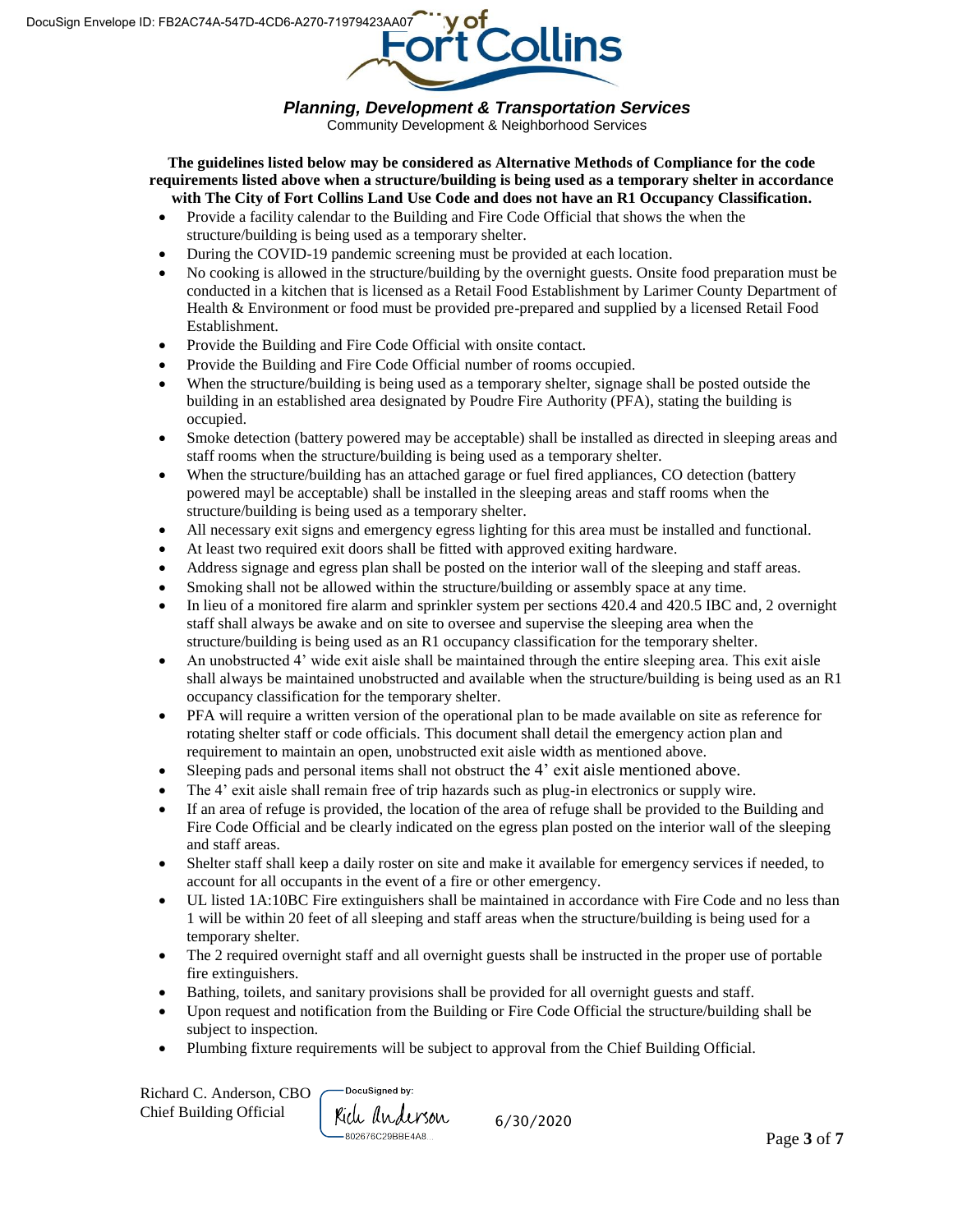**Planning, Development & Transportation Services**
Community Development & Neighborhood Services

**The guidelines listed below may be considered as Alternative Methods of Compliance for the code requirements listed above when a structure/building is being used as a temporary shelter in accordance with The City of Fort Collins Land Use Code and does not have an R1 Occupancy Classification.**

- Provide a facility calendar to the Building and Fire Code Official that shows the when the structure/building is being used as a temporary shelter.
- During the COVID-19 pandemic screening must be provided at each location.
- No cooking is allowed in the structure/building by the overnight guests. Onsite food preparation must be conducted in a kitchen that is licensed as a Retail Food Establishment by Larimer County Department of Health & Environment or food must be provided pre-prepared and supplied by a licensed Retail Food Establishment.
- Provide the Building and Fire Code Official with onsite contact.
- Provide the Building and Fire Code Official number of rooms occupied.
- When the structure/building is being used as a temporary shelter, signage shall be posted outside the building in an established area designated by Poudre Fire Authority (PFA), stating the building is occupied.
- Smoke detection (battery powered may be acceptable) shall be installed as directed in sleeping areas and staff rooms when the structure/building is being used as a temporary shelter.
- When the structure/building has an attached garage or fuel fired appliances, CO detection (battery powered mayl be acceptable) shall be installed in the sleeping areas and staff rooms when the structure/building is being used as a temporary shelter.
- All necessary exit signs and emergency egress lighting for this area must be installed and functional.
- At least two required exit doors shall be fitted with approved exiting hardware.
- Address signage and egress plan shall be posted on the interior wall of the sleeping and staff areas.
- Smoking shall not be allowed within the structure/building or assembly space at any time.
- In lieu of a monitored fire alarm and sprinkler system per sections 420.4 and 420.5 IBC and, 2 overnight staff shall always be awake and on site to oversee and supervise the sleeping area when the structure/building is being used as an R1 occupancy classification for the temporary shelter.
- An unobstructed 4' wide exit aisle shall be maintained through the entire sleeping area. This exit aisle shall always be maintained unobstructed and available when the structure/building is being used as an R1 occupancy classification for the temporary shelter.
- PFA will require a written version of the operational plan to be made available on site as reference for rotating shelter staff or code officials. This document shall detail the emergency action plan and requirement to maintain an open, unobstructed exit aisle width as mentioned above.
- Sleeping pads and personal items shall not obstruct the 4' exit aisle mentioned above.
- The 4' exit aisle shall remain free of trip hazards such as plug-in electronics or supply wire.
- If an area of refuge is provided, the location of the area of refuge shall be provided to the Building and Fire Code Official and be clearly indicated on the egress plan posted on the interior wall of the sleeping and staff areas.
- Shelter staff shall keep a daily roster on site and make it available for emergency services if needed, to account for all occupants in the event of a fire or other emergency.
- UL listed 1A:10BC Fire extinguishers shall be maintained in accordance with Fire Code and no less than 1 will be within 20 feet of all sleeping and staff areas when the structure/building is being used for a temporary shelter.
- The 2 required overnight staff and all overnight guests shall be instructed in the proper use of portable fire extinguishers.
- Bathing, toilets, and sanitary provisions shall be provided for all overnight guests and staff.
- Upon request and notification from the Building or Fire Code Official the structure/building shall be subject to inspection.
- Plumbing fixture requirements will be subject to approval from the Chief Building Official.

Richard C. Anderson, CBO
Chief Building Official

DocuSigned by: Rich Anderson
802676C29BBE4A8...

6/30/2020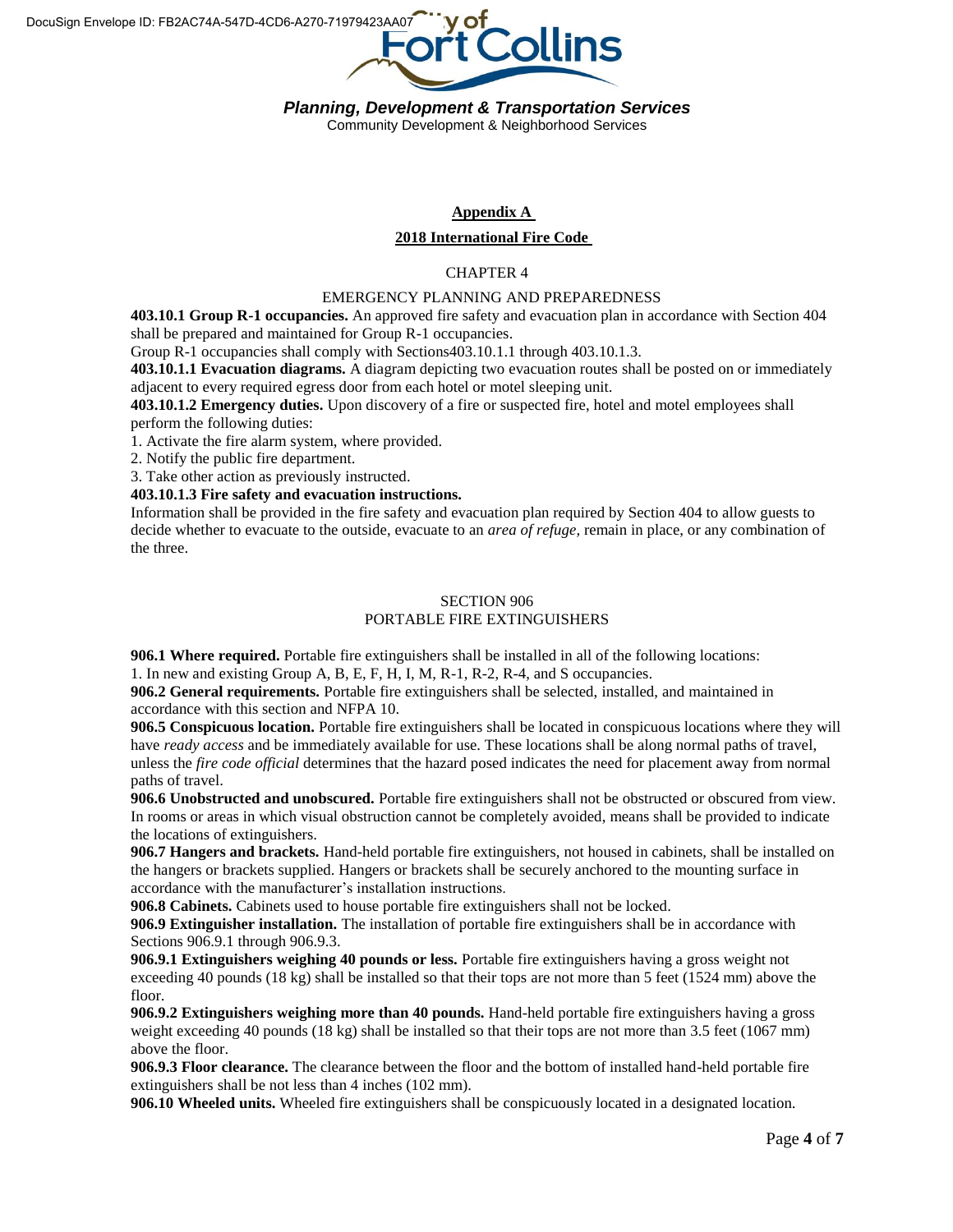## Appendix A

## 2018 International Fire Code

### CHAPTER 4

### EMERGENCY PLANNING AND PREPAREDNESS

**403.10.1 Group R-1 occupancies.** An approved fire safety and evacuation plan in accordance with Section 404 shall be prepared and maintained for Group R-1 occupancies.

Group R-1 occupancies shall comply with Sections403.10.1.1 through 403.10.1.3.

**403.10.1.1 Evacuation diagrams.** A diagram depicting two evacuation routes shall be posted on or immediately adjacent to every required egress door from each hotel or motel sleeping unit.

**403.10.1.2 Emergency duties.** Upon discovery of a fire or suspected fire, hotel and motel employees shall perform the following duties:

1. Activate the fire alarm system, where provided.
2. Notify the public fire department.
3. Take other action as previously instructed.

**403.10.1.3 Fire safety and evacuation instructions.**

Information shall be provided in the fire safety and evacuation plan required by Section 404 to allow guests to decide whether to evacuate to the outside, evacuate to an *area of refuge,* remain in place, or any combination of the three.

### SECTION 906

### PORTABLE FIRE EXTINGUISHERS

**906.1 Where required.** Portable fire extinguishers shall be installed in all of the following locations:

1. In new and existing Group A, B, E, F, H, I, M, R-1, R-2, R-4, and S occupancies.

**906.2 General requirements.** Portable fire extinguishers shall be selected, installed, and maintained in accordance with this section and NFPA 10.

**906.5 Conspicuous location.** Portable fire extinguishers shall be located in conspicuous locations where they will have *ready access* and be immediately available for use. These locations shall be along normal paths of travel, unless the *fire code official* determines that the hazard posed indicates the need for placement away from normal paths of travel.

**906.6 Unobstructed and unobscured.** Portable fire extinguishers shall not be obstructed or obscured from view. In rooms or areas in which visual obstruction cannot be completely avoided, means shall be provided to indicate the locations of extinguishers.

**906.7 Hangers and brackets.** Hand-held portable fire extinguishers, not housed in cabinets, shall be installed on the hangers or brackets supplied. Hangers or brackets shall be securely anchored to the mounting surface in accordance with the manufacturer's installation instructions.

**906.8 Cabinets.** Cabinets used to house portable fire extinguishers shall not be locked.

**906.9 Extinguisher installation.** The installation of portable fire extinguishers shall be in accordance with Sections 906.9.1 through 906.9.3.

**906.9.1 Extinguishers weighing 40 pounds or less.** Portable fire extinguishers having a gross weight not exceeding 40 pounds (18 kg) shall be installed so that their tops are not more than 5 feet (1524 mm) above the floor.

**906.9.2 Extinguishers weighing more than 40 pounds.** Hand-held portable fire extinguishers having a gross weight exceeding 40 pounds (18 kg) shall be installed so that their tops are not more than 3.5 feet (1067 mm) above the floor.

**906.9.3 Floor clearance.** The clearance between the floor and the bottom of installed hand-held portable fire extinguishers shall be not less than 4 inches (102 mm).

**906.10 Wheeled units.** Wheeled fire extinguishers shall be conspicuously located in a designated location.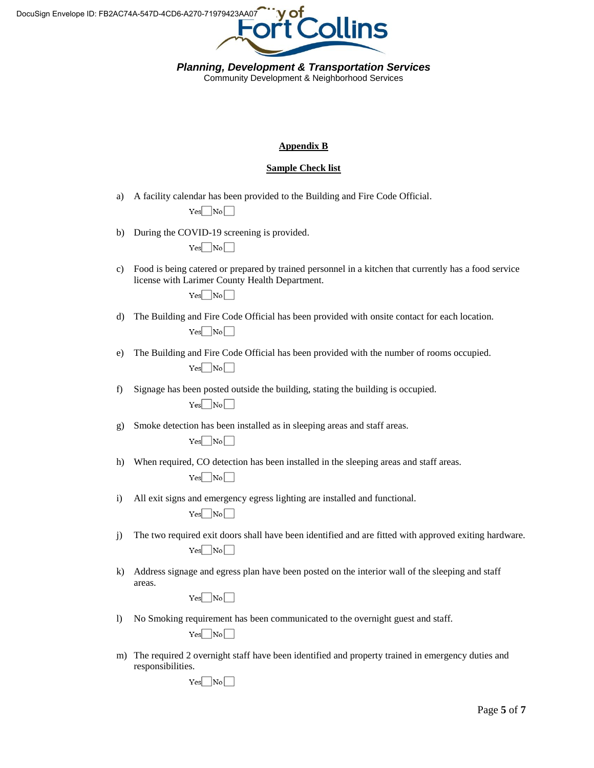Planning, Development & Transportation Services
Community Development & Neighborhood Services

## Appendix B

## Sample Check list

a) A facility calendar has been provided to the Building and Fire Code Official.

Yes ☐ No ☐

b) During the COVID-19 screening is provided.

Yes ☐ No ☐

c) Food is being catered or prepared by trained personnel in a kitchen that currently has a food service license with Larimer County Health Department.

Yes ☐ No ☐

d) The Building and Fire Code Official has been provided with onsite contact for each location.

Yes ☐ No ☐

e) The Building and Fire Code Official has been provided with the number of rooms occupied.

Yes ☐ No ☐

f) Signage has been posted outside the building, stating the building is occupied.

Yes ☐ No ☐

g) Smoke detection has been installed as in sleeping areas and staff areas.

Yes ☐ No ☐

h) When required, CO detection has been installed in the sleeping areas and staff areas.

Yes ☐ No ☐

i) All exit signs and emergency egress lighting are installed and functional.

Yes ☐ No ☐

j) The two required exit doors shall have been identified and are fitted with approved exiting hardware.

Yes ☐ No ☐

k) Address signage and egress plan have been posted on the interior wall of the sleeping and staff areas.

Yes ☐ No ☐

l) No Smoking requirement has been communicated to the overnight guest and staff.

Yes ☐ No ☐

m) The required 2 overnight staff have been identified and property trained in emergency duties and responsibilities.

Yes ☐ No ☐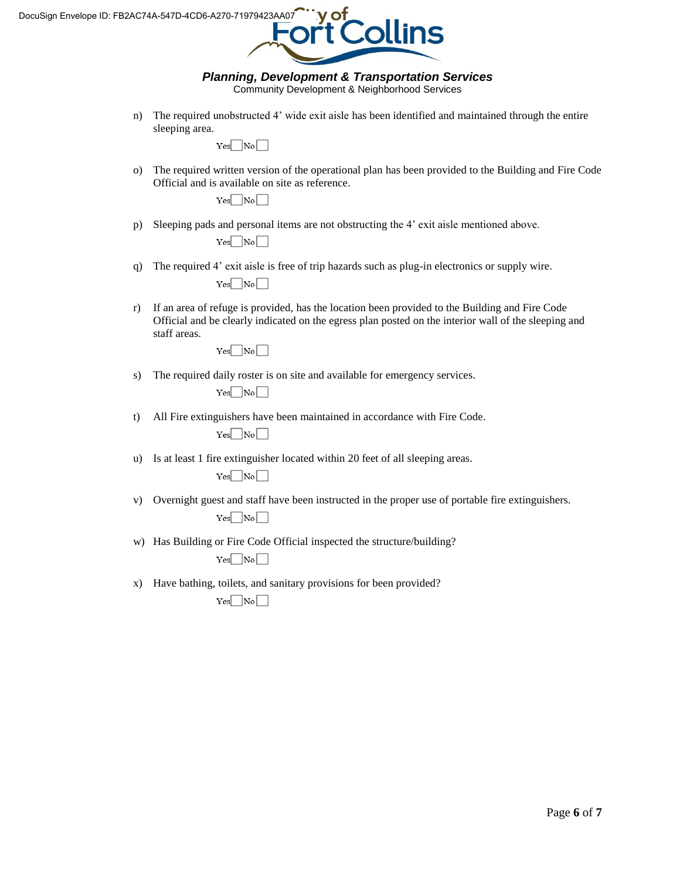*Planning, Development & Transportation Services*
Community Development & Neighborhood Services

n) The required unobstructed 4' wide exit aisle has been identified and maintained through the entire sleeping area.

Yes ☐ No ☐

o) The required written version of the operational plan has been provided to the Building and Fire Code Official and is available on site as reference.

Yes ☐ No ☐

p) Sleeping pads and personal items are not obstructing the 4' exit aisle mentioned above.

Yes ☐ No ☐

q) The required 4' exit aisle is free of trip hazards such as plug-in electronics or supply wire.

Yes ☐ No ☐

r) If an area of refuge is provided, has the location been provided to the Building and Fire Code Official and be clearly indicated on the egress plan posted on the interior wall of the sleeping and staff areas.

Yes ☐ No ☐

s) The required daily roster is on site and available for emergency services.

Yes ☐ No ☐

t) All Fire extinguishers have been maintained in accordance with Fire Code.

Yes ☐ No ☐

u) Is at least 1 fire extinguisher located within 20 feet of all sleeping areas.

Yes ☐ No ☐

v) Overnight guest and staff have been instructed in the proper use of portable fire extinguishers.

Yes ☐ No ☐

w) Has Building or Fire Code Official inspected the structure/building?

Yes ☐ No ☐

x) Have bathing, toilets, and sanitary provisions for been provided?

Yes ☐ No ☐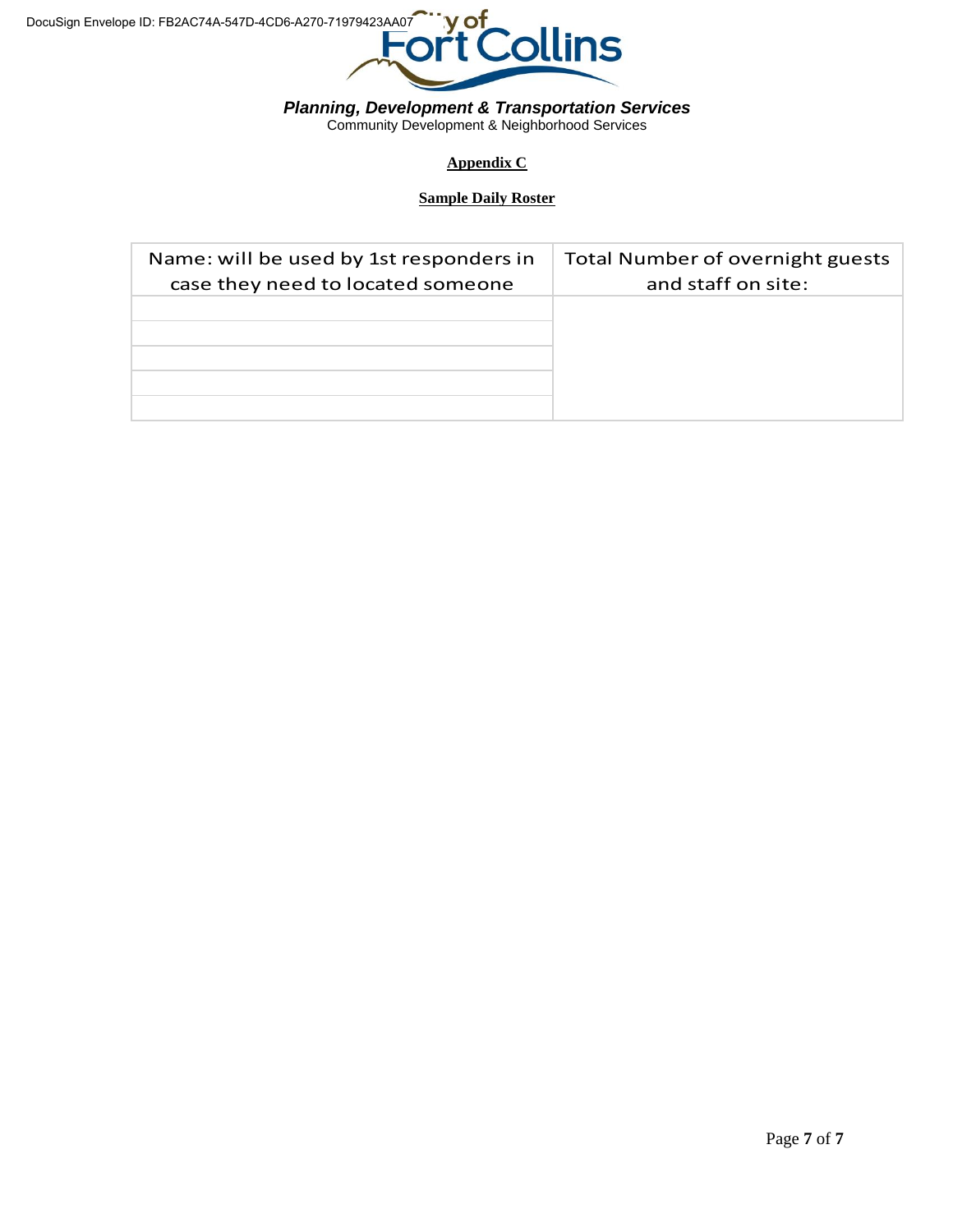**Planning, Development & Transportation Services**
Community Development & Neighborhood Services

## Appendix C

### Sample Daily Roster

| Name: will be used by 1st responders in case they need to located someone | Total Number of overnight guests and staff on site: |
|---|---|
| | |
| | |
| | |
| | |
| | |